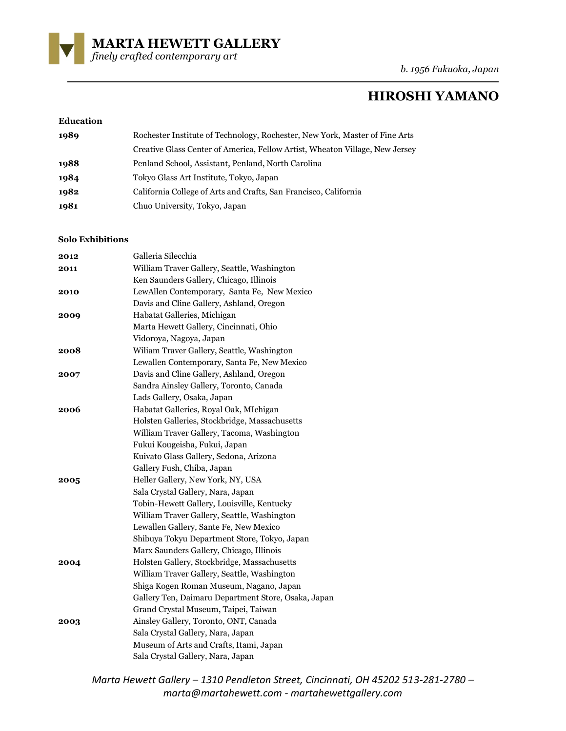# MARTA HEWETT GALLERY

*finely crafted contemporary art*

*b. 1956 Fukuoka, Japan*

## HIROSHI YAMANO

### Education

| | |
|---|---|
| **1989** | Rochester Institute of Technology, Rochester, New York, Master of Fine Arts |
| | Creative Glass Center of America, Fellow Artist, Wheaton Village, New Jersey |
| **1988** | Penland School, Assistant, Penland, North Carolina |
| **1984** | Tokyo Glass Art Institute, Tokyo, Japan |
| **1982** | California College of Arts and Crafts, San Francisco, California |
| **1981** | Chuo University, Tokyo, Japan |

### Solo Exhibitions

| | |
|---|---|
| **2012** | Galleria Silecchia |
| **2011** | William Traver Gallery, Seattle, Washington |
| | Ken Saunders Gallery, Chicago, Illinois |
| **2010** | LewAllen Contemporary, Santa Fe, New Mexico |
| | Davis and Cline Gallery, Ashland, Oregon |
| **2009** | Habatat Galleries, Michigan |
| | Marta Hewett Gallery, Cincinnati, Ohio |
| | Vidoroya, Nagoya, Japan |
| **2008** | Wiliam Traver Gallery, Seattle, Washington |
| | Lewallen Contemporary, Santa Fe, New Mexico |
| **2007** | Davis and Cline Gallery, Ashland, Oregon |
| | Sandra Ainsley Gallery, Toronto, Canada |
| | Lads Gallery, Osaka, Japan |
| **2006** | Habatat Galleries, Royal Oak, MIchigan |
| | Holsten Galleries, Stockbridge, Massachusetts |
| | William Traver Gallery, Tacoma, Washington |
| | Fukui Kougeisha, Fukui, Japan |
| | Kuivato Glass Gallery, Sedona, Arizona |
| | Gallery Fush, Chiba, Japan |
| **2005** | Heller Gallery, New York, NY, USA |
| | Sala Crystal Gallery, Nara, Japan |
| | Tobin-Hewett Gallery, Louisville, Kentucky |
| | William Traver Gallery, Seattle, Washington |
| | Lewallen Gallery, Sante Fe, New Mexico |
| | Shibuya Tokyu Department Store, Tokyo, Japan |
| | Marx Saunders Gallery, Chicago, Illinois |
| **2004** | Holsten Gallery, Stockbridge, Massachusetts |
| | William Traver Gallery, Seattle, Washington |
| | Shiga Kogen Roman Museum, Nagano, Japan |
| | Gallery Ten, Daimaru Department Store, Osaka, Japan |
| | Grand Crystal Museum, Taipei, Taiwan |
| **2003** | Ainsley Gallery, Toronto, ONT, Canada |
| | Sala Crystal Gallery, Nara, Japan |
| | Museum of Arts and Crafts, Itami, Japan |
| | Sala Crystal Gallery, Nara, Japan |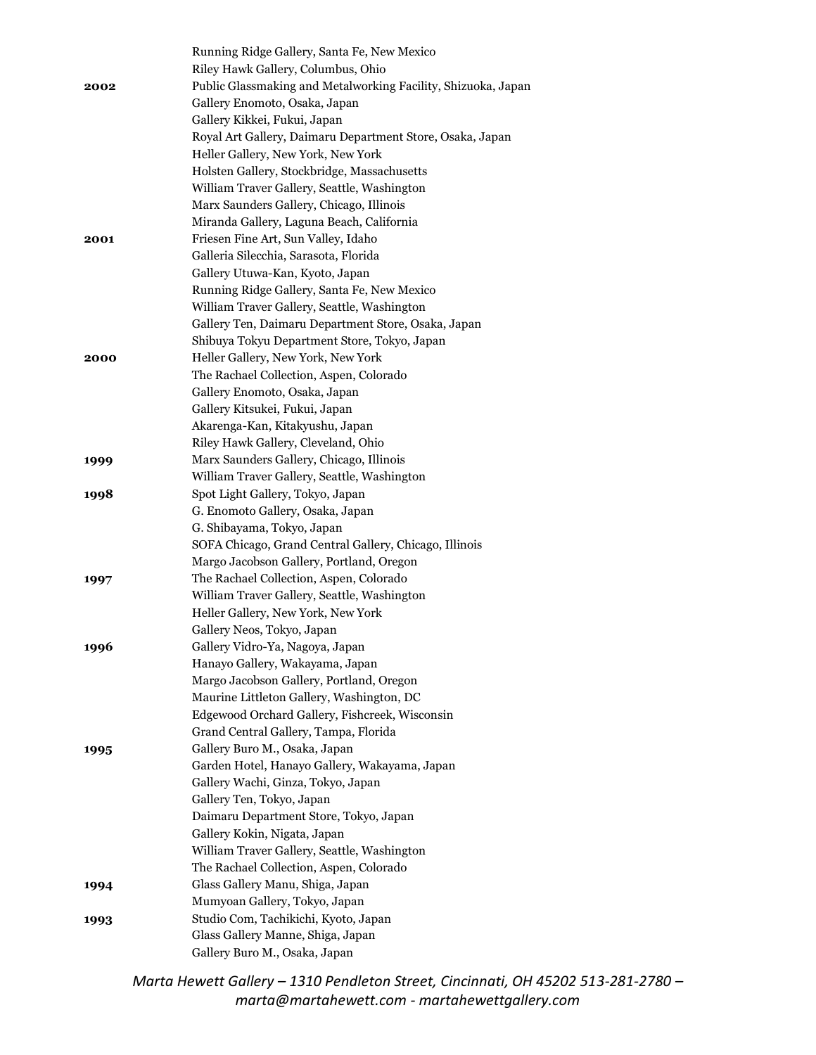| | |
|---|---|
| | Running Ridge Gallery, Santa Fe, New Mexico |
| | Riley Hawk Gallery, Columbus, Ohio |
| **2002** | Public Glassmaking and Metalworking Facility, Shizuoka, Japan |
| | Gallery Enomoto, Osaka, Japan |
| | Gallery Kikkei, Fukui, Japan |
| | Royal Art Gallery, Daimaru Department Store, Osaka, Japan |
| | Heller Gallery, New York, New York |
| | Holsten Gallery, Stockbridge, Massachusetts |
| | William Traver Gallery, Seattle, Washington |
| | Marx Saunders Gallery, Chicago, Illinois |
| | Miranda Gallery, Laguna Beach, California |
| **2001** | Friesen Fine Art, Sun Valley, Idaho |
| | Galleria Silecchia, Sarasota, Florida |
| | Gallery Utuwa-Kan, Kyoto, Japan |
| | Running Ridge Gallery, Santa Fe, New Mexico |
| | William Traver Gallery, Seattle, Washington |
| | Gallery Ten, Daimaru Department Store, Osaka, Japan |
| | Shibuya Tokyu Department Store, Tokyo, Japan |
| **2000** | Heller Gallery, New York, New York |
| | The Rachael Collection, Aspen, Colorado |
| | Gallery Enomoto, Osaka, Japan |
| | Gallery Kitsukei, Fukui, Japan |
| | Akarenga-Kan, Kitakyushu, Japan |
| | Riley Hawk Gallery, Cleveland, Ohio |
| **1999** | Marx Saunders Gallery, Chicago, Illinois |
| | William Traver Gallery, Seattle, Washington |
| **1998** | Spot Light Gallery, Tokyo, Japan |
| | G. Enomoto Gallery, Osaka, Japan |
| | G. Shibayama, Tokyo, Japan |
| | SOFA Chicago, Grand Central Gallery, Chicago, Illinois |
| | Margo Jacobson Gallery, Portland, Oregon |
| **1997** | The Rachael Collection, Aspen, Colorado |
| | William Traver Gallery, Seattle, Washington |
| | Heller Gallery, New York, New York |
| | Gallery Neos, Tokyo, Japan |
| **1996** | Gallery Vidro-Ya, Nagoya, Japan |
| | Hanayo Gallery, Wakayama, Japan |
| | Margo Jacobson Gallery, Portland, Oregon |
| | Maurine Littleton Gallery, Washington, DC |
| | Edgewood Orchard Gallery, Fishcreek, Wisconsin |
| | Grand Central Gallery, Tampa, Florida |
| **1995** | Gallery Buro M., Osaka, Japan |
| | Garden Hotel, Hanayo Gallery, Wakayama, Japan |
| | Gallery Wachi, Ginza, Tokyo, Japan |
| | Gallery Ten, Tokyo, Japan |
| | Daimaru Department Store, Tokyo, Japan |
| | Gallery Kokin, Nigata, Japan |
| | William Traver Gallery, Seattle, Washington |
| | The Rachael Collection, Aspen, Colorado |
| **1994** | Glass Gallery Manu, Shiga, Japan |
| | Mumyoan Gallery, Tokyo, Japan |
| **1993** | Studio Com, Tachikichi, Kyoto, Japan |
| | Glass Gallery Manne, Shiga, Japan |
| | Gallery Buro M., Osaka, Japan |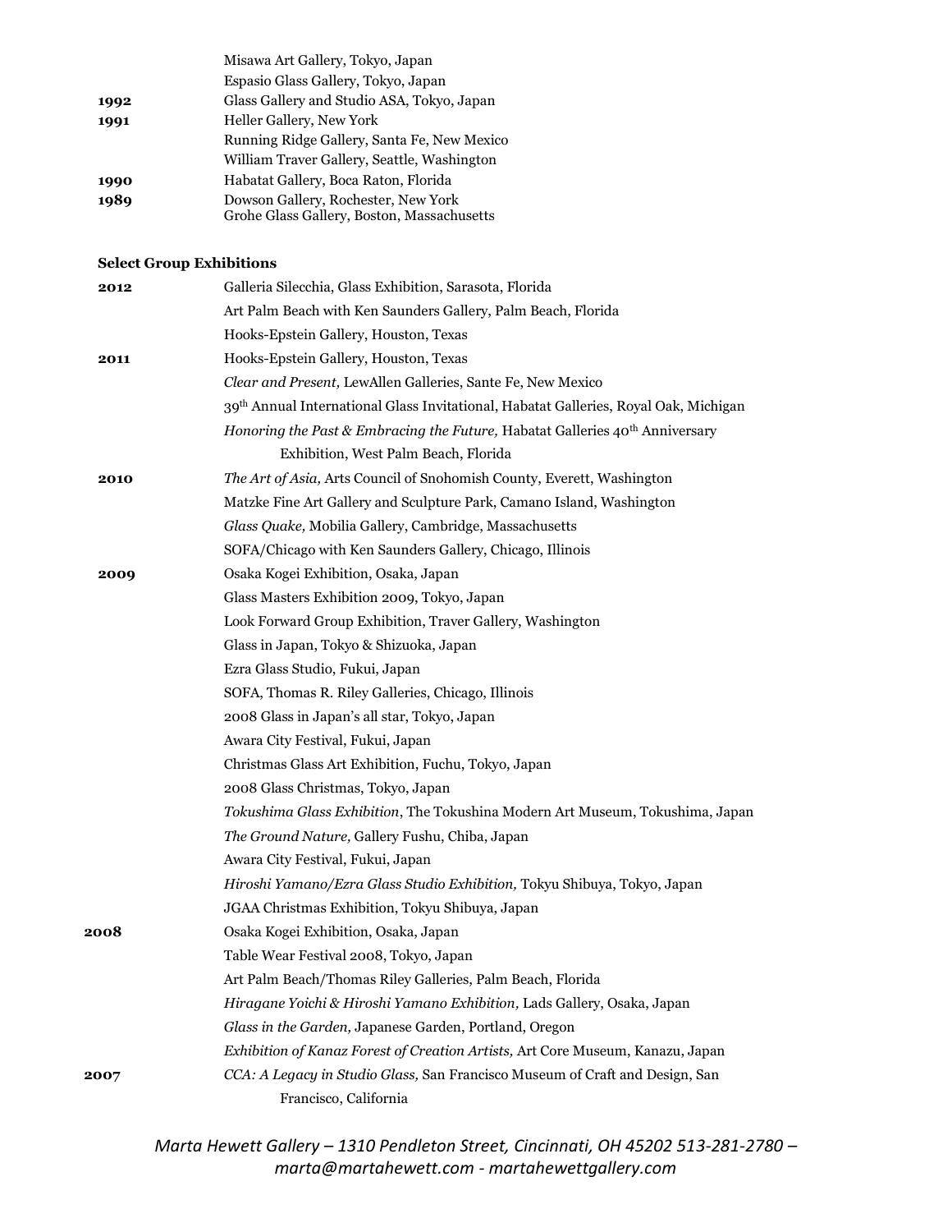| | |
|---|---|
| | Misawa Art Gallery, Tokyo, Japan |
| | Espasio Glass Gallery, Tokyo, Japan |
| 1992 | Glass Gallery and Studio ASA, Tokyo, Japan |
| 1991 | Heller Gallery, New York |
| | Running Ridge Gallery, Santa Fe, New Mexico |
| | William Traver Gallery, Seattle, Washington |
| 1990 | Habatat Gallery, Boca Raton, Florida |
| 1989 | Dowson Gallery, Rochester, New York |
| | Grohe Glass Gallery, Boston, Massachusetts |

**Select Group Exhibitions**

| | |
|---|---|
| 2012 | Galleria Silecchia, Glass Exhibition, Sarasota, Florida |
| | Art Palm Beach with Ken Saunders Gallery, Palm Beach, Florida |
| | Hooks-Epstein Gallery, Houston, Texas |
| 2011 | Hooks-Epstein Gallery, Houston, Texas |
| | *Clear and Present,* LewAllen Galleries, Sante Fe, New Mexico |
| | 39th Annual International Glass Invitational, Habatat Galleries, Royal Oak, Michigan |
| | *Honoring the Past & Embracing the Future,* Habatat Galleries 40th Anniversary Exhibition, West Palm Beach, Florida |
| 2010 | *The Art of Asia,* Arts Council of Snohomish County, Everett, Washington |
| | Matzke Fine Art Gallery and Sculpture Park, Camano Island, Washington |
| | *Glass Quake,* Mobilia Gallery, Cambridge, Massachusetts |
| | SOFA/Chicago with Ken Saunders Gallery, Chicago, Illinois |
| 2009 | Osaka Kogei Exhibition, Osaka, Japan |
| | Glass Masters Exhibition 2009, Tokyo, Japan |
| | Look Forward Group Exhibition, Traver Gallery, Washington |
| | Glass in Japan, Tokyo & Shizuoka, Japan |
| | Ezra Glass Studio, Fukui, Japan |
| | SOFA, Thomas R. Riley Galleries, Chicago, Illinois |
| | 2008 Glass in Japan's all star, Tokyo, Japan |
| | Awara City Festival, Fukui, Japan |
| | Christmas Glass Art Exhibition, Fuchu, Tokyo, Japan |
| | 2008 Glass Christmas, Tokyo, Japan |
| | *Tokushima Glass Exhibition*, The Tokushina Modern Art Museum, Tokushima, Japan |
| | *The Ground Nature,* Gallery Fushu, Chiba, Japan |
| | Awara City Festival, Fukui, Japan |
| | *Hiroshi Yamano/Ezra Glass Studio Exhibition,* Tokyu Shibuya, Tokyo, Japan |
| | JGAA Christmas Exhibition, Tokyu Shibuya, Japan |
| 2008 | Osaka Kogei Exhibition, Osaka, Japan |
| | Table Wear Festival 2008, Tokyo, Japan |
| | Art Palm Beach/Thomas Riley Galleries, Palm Beach, Florida |
| | *Hiragane Yoichi & Hiroshi Yamano Exhibition,* Lads Gallery, Osaka, Japan |
| | *Glass in the Garden,* Japanese Garden, Portland, Oregon |
| | *Exhibition of Kanaz Forest of Creation Artists,* Art Core Museum, Kanazu, Japan |
| 2007 | *CCA: A Legacy in Studio Glass,* San Francisco Museum of Craft and Design, San Francisco, California |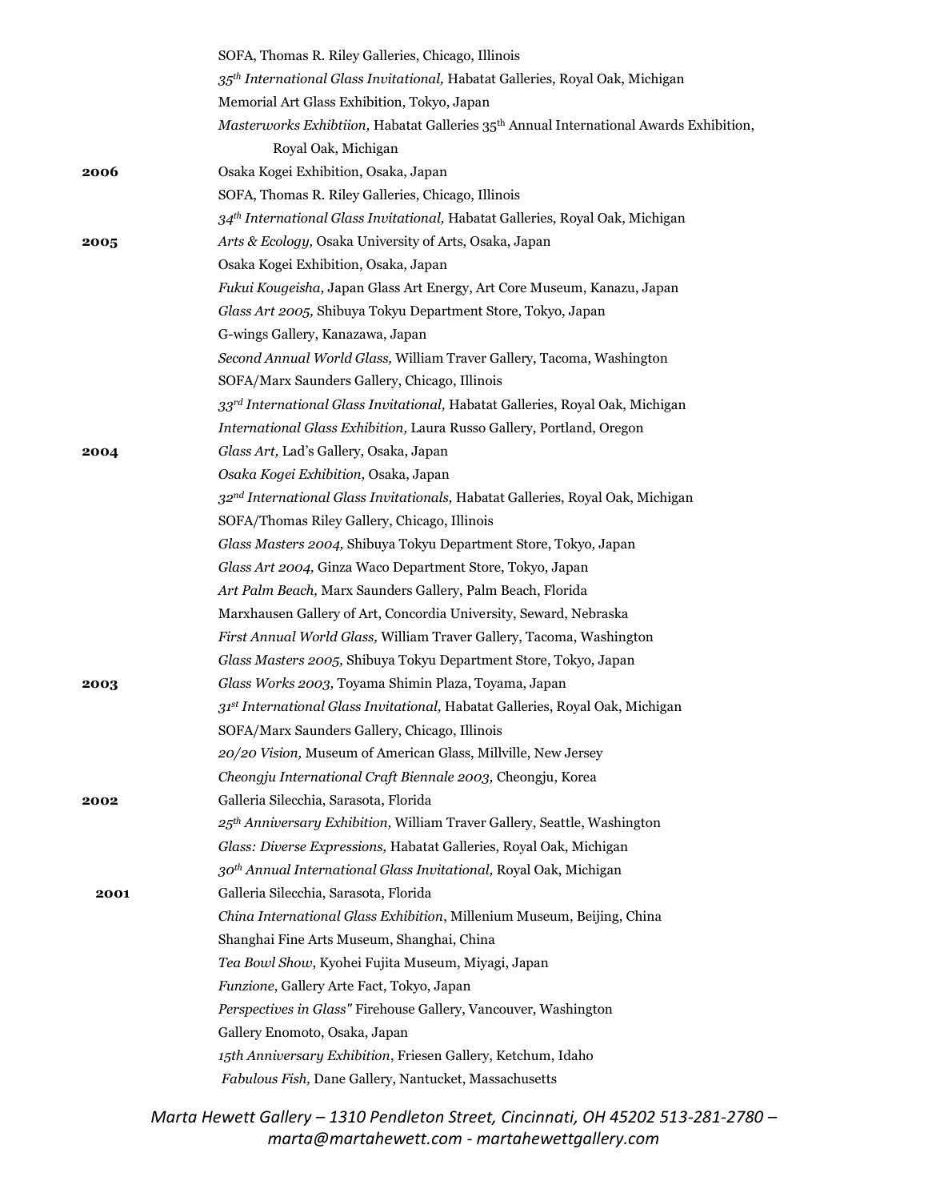SOFA, Thomas R. Riley Galleries, Chicago, Illinois
*35th International Glass Invitational,* Habatat Galleries, Royal Oak, Michigan
Memorial Art Glass Exhibition, Tokyo, Japan
*Masterworks Exhibtiion,* Habatat Galleries 35th Annual International Awards Exhibition, Royal Oak, Michigan

**2006** Osaka Kogei Exhibition, Osaka, Japan
SOFA, Thomas R. Riley Galleries, Chicago, Illinois
*34th International Glass Invitational,* Habatat Galleries, Royal Oak, Michigan

**2005** *Arts & Ecology,* Osaka University of Arts, Osaka, Japan
Osaka Kogei Exhibition, Osaka, Japan
*Fukui Kougeisha,* Japan Glass Art Energy, Art Core Museum, Kanazu, Japan
*Glass Art 2005,* Shibuya Tokyu Department Store, Tokyo, Japan
G-wings Gallery, Kanazawa, Japan
*Second Annual World Glass,* William Traver Gallery, Tacoma, Washington
SOFA/Marx Saunders Gallery, Chicago, Illinois
*33rd International Glass Invitational,* Habatat Galleries, Royal Oak, Michigan
*International Glass Exhibition,* Laura Russo Gallery, Portland, Oregon

**2004** *Glass Art,* Lad's Gallery, Osaka, Japan
*Osaka Kogei Exhibition,* Osaka, Japan
*32nd International Glass Invitationals,* Habatat Galleries, Royal Oak, Michigan
SOFA/Thomas Riley Gallery, Chicago, Illinois
*Glass Masters 2004,* Shibuya Tokyu Department Store, Tokyo, Japan
*Glass Art 2004,* Ginza Waco Department Store, Tokyo, Japan
*Art Palm Beach,* Marx Saunders Gallery, Palm Beach, Florida
Marxhausen Gallery of Art, Concordia University, Seward, Nebraska
*First Annual World Glass,* William Traver Gallery, Tacoma, Washington
*Glass Masters 2005,* Shibuya Tokyu Department Store, Tokyo, Japan

**2003** *Glass Works 2003,* Toyama Shimin Plaza, Toyama, Japan
*31st International Glass Invitational,* Habatat Galleries, Royal Oak, Michigan
SOFA/Marx Saunders Gallery, Chicago, Illinois
*20/20 Vision,* Museum of American Glass, Millville, New Jersey
*Cheongju International Craft Biennale 2003,* Cheongju, Korea

**2002** Galleria Silecchia, Sarasota, Florida
*25th Anniversary Exhibition,* William Traver Gallery, Seattle, Washington
*Glass: Diverse Expressions,* Habatat Galleries, Royal Oak, Michigan
*30th Annual International Glass Invitational,* Royal Oak, Michigan

**2001** Galleria Silecchia, Sarasota, Florida
*China International Glass Exhibition*, Millenium Museum, Beijing, China
Shanghai Fine Arts Museum, Shanghai, China
*Tea Bowl Show*, Kyohei Fujita Museum, Miyagi, Japan
*Funzione*, Gallery Arte Fact, Tokyo, Japan
*Perspectives in Glass"* Firehouse Gallery, Vancouver, Washington
Gallery Enomoto, Osaka, Japan
*15th Anniversary Exhibition*, Friesen Gallery, Ketchum, Idaho
*Fabulous Fish,* Dane Gallery, Nantucket, Massachusetts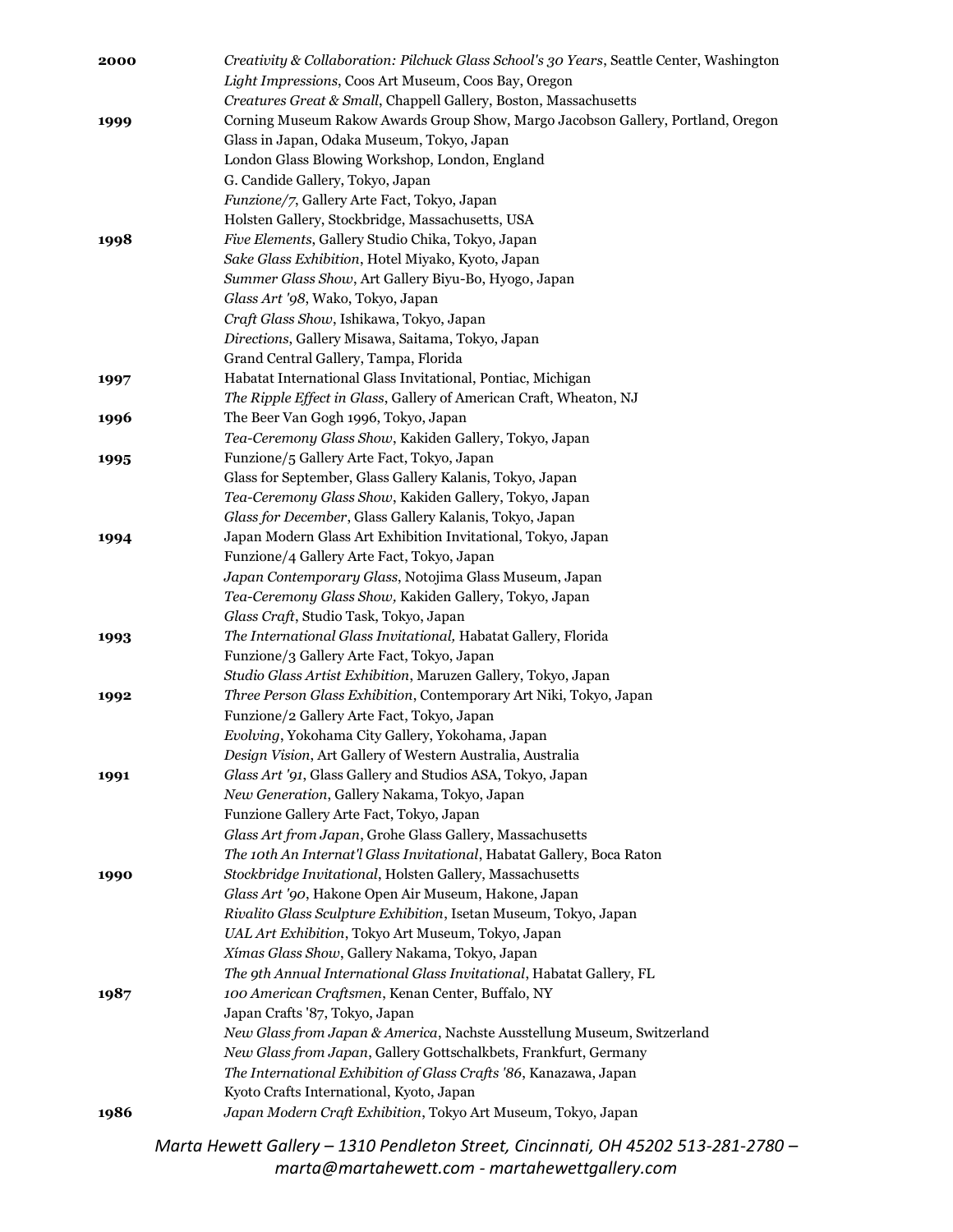**2000** *Creativity & Collaboration: Pilchuck Glass School's 30 Years*, Seattle Center, Washington
*Light Impressions*, Coos Art Museum, Coos Bay, Oregon
*Creatures Great & Small*, Chappell Gallery, Boston, Massachusetts

**1999** Corning Museum Rakow Awards Group Show, Margo Jacobson Gallery, Portland, Oregon
Glass in Japan, Odaka Museum, Tokyo, Japan
London Glass Blowing Workshop, London, England
G. Candide Gallery, Tokyo, Japan
*Funzione/7*, Gallery Arte Fact, Tokyo, Japan
Holsten Gallery, Stockbridge, Massachusetts, USA

**1998** *Five Elements*, Gallery Studio Chika, Tokyo, Japan
*Sake Glass Exhibition*, Hotel Miyako, Kyoto, Japan
*Summer Glass Show*, Art Gallery Biyu-Bo, Hyogo, Japan
*Glass Art '98*, Wako, Tokyo, Japan
*Craft Glass Show*, Ishikawa, Tokyo, Japan
*Directions*, Gallery Misawa, Saitama, Tokyo, Japan
Grand Central Gallery, Tampa, Florida

**1997** Habatat International Glass Invitational, Pontiac, Michigan
*The Ripple Effect in Glass*, Gallery of American Craft, Wheaton, NJ

**1996** The Beer Van Gogh 1996, Tokyo, Japan
*Tea-Ceremony Glass Show*, Kakiden Gallery, Tokyo, Japan

**1995** Funzione/5 Gallery Arte Fact, Tokyo, Japan
Glass for September, Glass Gallery Kalanis, Tokyo, Japan
*Tea-Ceremony Glass Show*, Kakiden Gallery, Tokyo, Japan
*Glass for December*, Glass Gallery Kalanis, Tokyo, Japan

**1994** Japan Modern Glass Art Exhibition Invitational, Tokyo, Japan
Funzione/4 Gallery Arte Fact, Tokyo, Japan
*Japan Contemporary Glass*, Notojima Glass Museum, Japan
*Tea-Ceremony Glass Show,* Kakiden Gallery, Tokyo, Japan
*Glass Craft*, Studio Task, Tokyo, Japan

**1993** *The International Glass Invitational,* Habatat Gallery, Florida
Funzione/3 Gallery Arte Fact, Tokyo, Japan
*Studio Glass Artist Exhibition*, Maruzen Gallery, Tokyo, Japan

**1992** *Three Person Glass Exhibition*, Contemporary Art Niki, Tokyo, Japan
Funzione/2 Gallery Arte Fact, Tokyo, Japan
*Evolving*, Yokohama City Gallery, Yokohama, Japan
*Design Vision*, Art Gallery of Western Australia, Australia

**1991** *Glass Art '91*, Glass Gallery and Studios ASA, Tokyo, Japan
*New Generation*, Gallery Nakama, Tokyo, Japan
Funzione Gallery Arte Fact, Tokyo, Japan
*Glass Art from Japan*, Grohe Glass Gallery, Massachusetts
*The 10th An Internat'l Glass Invitational*, Habatat Gallery, Boca Raton

**1990** *Stockbridge Invitational*, Holsten Gallery, Massachusetts
*Glass Art '90*, Hakone Open Air Museum, Hakone, Japan
*Rivalito Glass Sculpture Exhibition*, Isetan Museum, Tokyo, Japan
*UAL Art Exhibition*, Tokyo Art Museum, Tokyo, Japan
*Xímas Glass Show*, Gallery Nakama, Tokyo, Japan
*The 9th Annual International Glass Invitational*, Habatat Gallery, FL

**1987** *100 American Craftsmen*, Kenan Center, Buffalo, NY
Japan Crafts '87, Tokyo, Japan
*New Glass from Japan & America*, Nachste Ausstellung Museum, Switzerland
*New Glass from Japan*, Gallery Gottschalkbets, Frankfurt, Germany
*The International Exhibition of Glass Crafts '86*, Kanazawa, Japan
Kyoto Crafts International, Kyoto, Japan

**1986** *Japan Modern Craft Exhibition*, Tokyo Art Museum, Tokyo, Japan

*Marta Hewett Gallery – 1310 Pendleton Street, Cincinnati, OH 45202 513-281-2780 – marta@martahewett.com - martahewettgallery.com*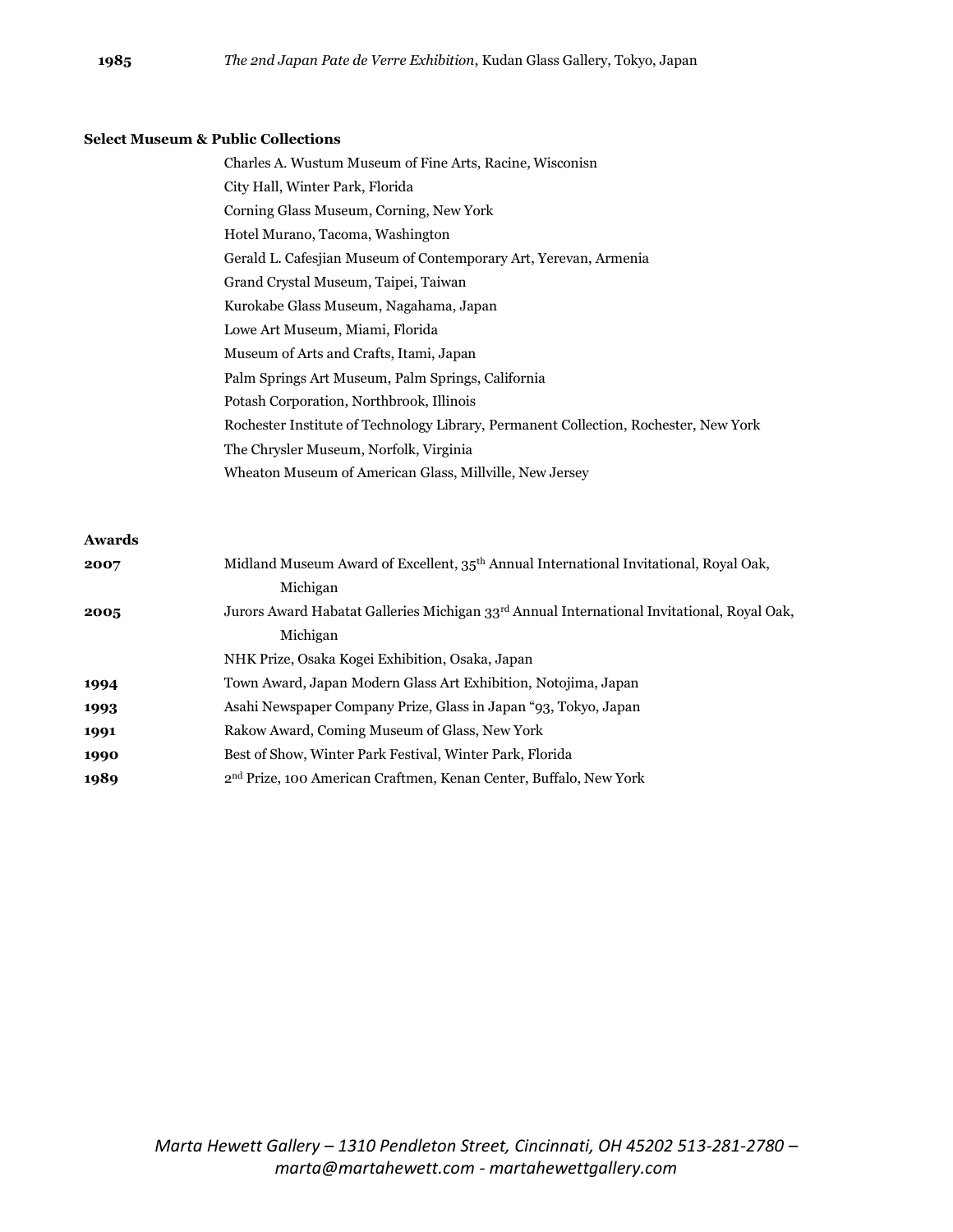**1985** *The 2nd Japan Pate de Verre Exhibition*, Kudan Glass Gallery, Tokyo, Japan

**Select Museum & Public Collections**

Charles A. Wustum Museum of Fine Arts, Racine, Wisconisn
City Hall, Winter Park, Florida
Corning Glass Museum, Corning, New York
Hotel Murano, Tacoma, Washington
Gerald L. Cafesjian Museum of Contemporary Art, Yerevan, Armenia
Grand Crystal Museum, Taipei, Taiwan
Kurokabe Glass Museum, Nagahama, Japan
Lowe Art Museum, Miami, Florida
Museum of Arts and Crafts, Itami, Japan
Palm Springs Art Museum, Palm Springs, California
Potash Corporation, Northbrook, Illinois
Rochester Institute of Technology Library, Permanent Collection, Rochester, New York
The Chrysler Museum, Norfolk, Virginia
Wheaton Museum of American Glass, Millville, New Jersey

**Awards**

**2007** Midland Museum Award of Excellent, 35th Annual International Invitational, Royal Oak, Michigan

**2005** Jurors Award Habatat Galleries Michigan 33rd Annual International Invitational, Royal Oak, Michigan

NHK Prize, Osaka Kogei Exhibition, Osaka, Japan

**1994** Town Award, Japan Modern Glass Art Exhibition, Notojima, Japan

**1993** Asahi Newspaper Company Prize, Glass in Japan "93, Tokyo, Japan

**1991** Rakow Award, Coming Museum of Glass, New York

**1990** Best of Show, Winter Park Festival, Winter Park, Florida

**1989** 2nd Prize, 100 American Craftmen, Kenan Center, Buffalo, New York